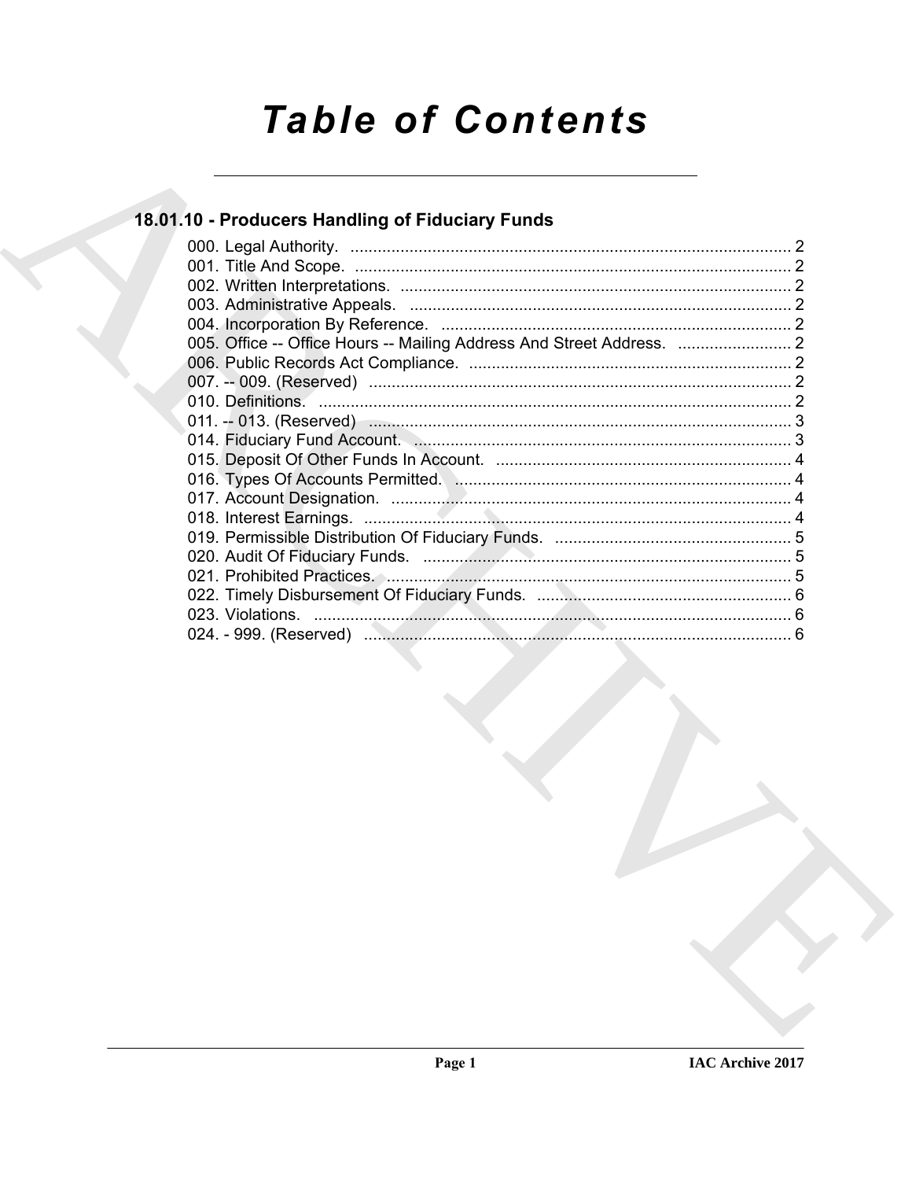# Table of Contents

## 18.01.10 - Producers Handling of Fiduciary Funds

000. Legal Authority. ... 2
001. Title And Scope. ... 2
002. Written Interpretations. ... 2
003. Administrative Appeals. ... 2
004. Incorporation By Reference. ... 2
005. Office -- Office Hours -- Mailing Address And Street Address. ... 2
006. Public Records Act Compliance. ... 2
007. -- 009. (Reserved) ... 2
010. Definitions. ... 2
011. -- 013. (Reserved) ... 3
014. Fiduciary Fund Account. ... 3
015. Deposit Of Other Funds In Account. ... 4
016. Types Of Accounts Permitted. ... 4
017. Account Designation. ... 4
018. Interest Earnings. ... 4
019. Permissible Distribution Of Fiduciary Funds. ... 5
020. Audit Of Fiduciary Funds. ... 5
021. Prohibited Practices. ... 5
022. Timely Disbursement Of Fiduciary Funds. ... 6
023. Violations. ... 6
024. - 999. (Reserved) ... 6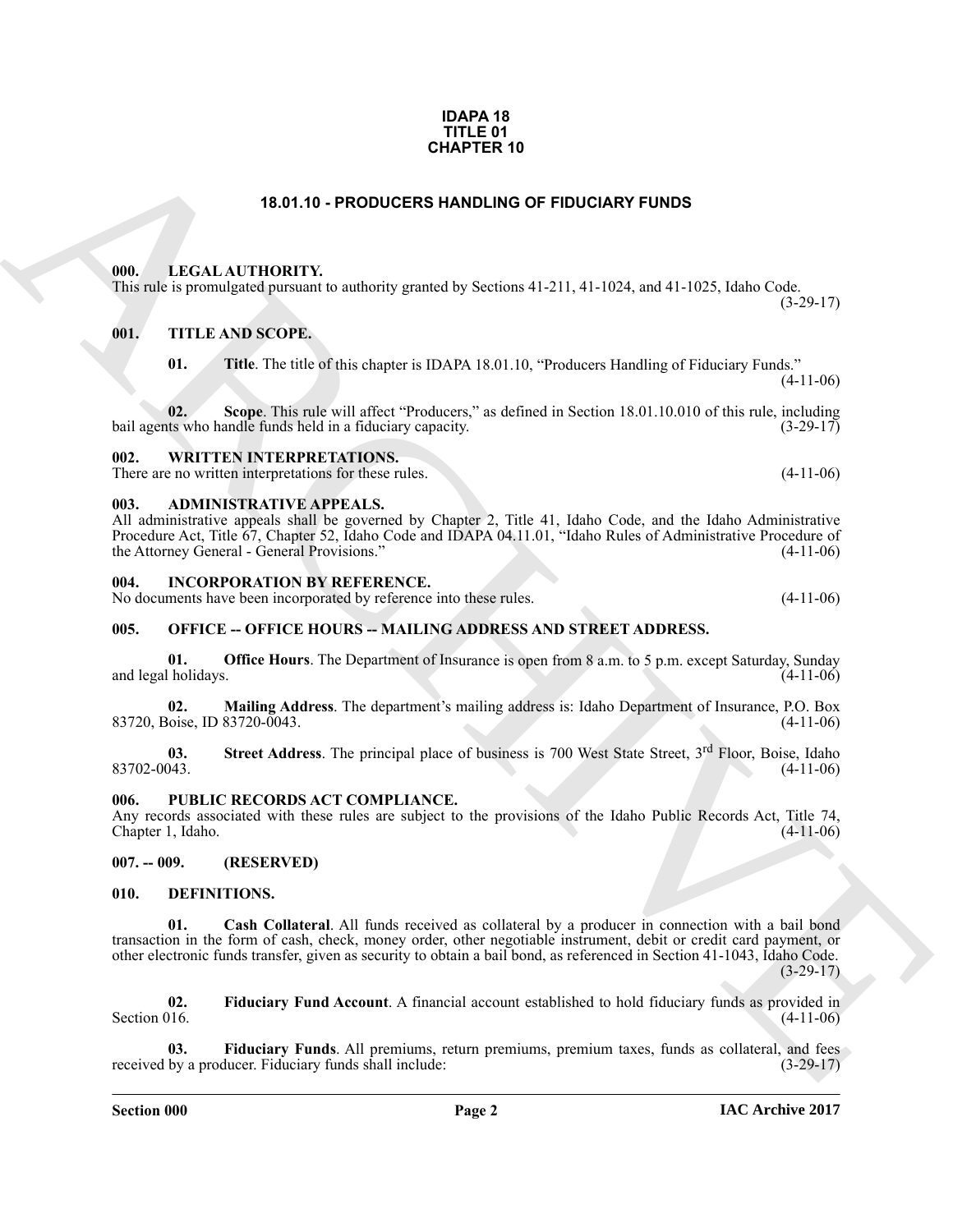**IDAPA 18**
**TITLE 01**
**CHAPTER 10**

# 18.01.10 - PRODUCERS HANDLING OF FIDUCIARY FUNDS

## 000. LEGAL AUTHORITY.

This rule is promulgated pursuant to authority granted by Sections 41-211, 41-1024, and 41-1025, Idaho Code. (3-29-17)

## 001. TITLE AND SCOPE.

**01. Title**. The title of this chapter is IDAPA 18.01.10, "Producers Handling of Fiduciary Funds." (4-11-06)

**02. Scope**. This rule will affect "Producers," as defined in Section 18.01.10.010 of this rule, including bail agents who handle funds held in a fiduciary capacity. (3-29-17)

## 002. WRITTEN INTERPRETATIONS.

There are no written interpretations for these rules. (4-11-06)

## 003. ADMINISTRATIVE APPEALS.

All administrative appeals shall be governed by Chapter 2, Title 41, Idaho Code, and the Idaho Administrative Procedure Act, Title 67, Chapter 52, Idaho Code and IDAPA 04.11.01, "Idaho Rules of Administrative Procedure of the Attorney General - General Provisions." (4-11-06)

## 004. INCORPORATION BY REFERENCE.

No documents have been incorporated by reference into these rules. (4-11-06)

## 005. OFFICE -- OFFICE HOURS -- MAILING ADDRESS AND STREET ADDRESS.

**01. Office Hours**. The Department of Insurance is open from 8 a.m. to 5 p.m. except Saturday, Sunday and legal holidays. (4-11-06)

**02. Mailing Address**. The department's mailing address is: Idaho Department of Insurance, P.O. Box 83720, Boise, ID 83720-0043. (4-11-06)

**03. Street Address**. The principal place of business is 700 West State Street, 3rd Floor, Boise, Idaho 83702-0043. (4-11-06)

## 006. PUBLIC RECORDS ACT COMPLIANCE.

Any records associated with these rules are subject to the provisions of the Idaho Public Records Act, Title 74, Chapter 1, Idaho. (4-11-06)

## 007. -- 009. (RESERVED)

## 010. DEFINITIONS.

**01. Cash Collateral**. All funds received as collateral by a producer in connection with a bail bond transaction in the form of cash, check, money order, other negotiable instrument, debit or credit card payment, or other electronic funds transfer, given as security to obtain a bail bond, as referenced in Section 41-1043, Idaho Code. (3-29-17)

**02. Fiduciary Fund Account**. A financial account established to hold fiduciary funds as provided in Section 016. (4-11-06)

**03. Fiduciary Funds**. All premiums, return premiums, premium taxes, funds as collateral, and fees received by a producer. Fiduciary funds shall include: (3-29-17)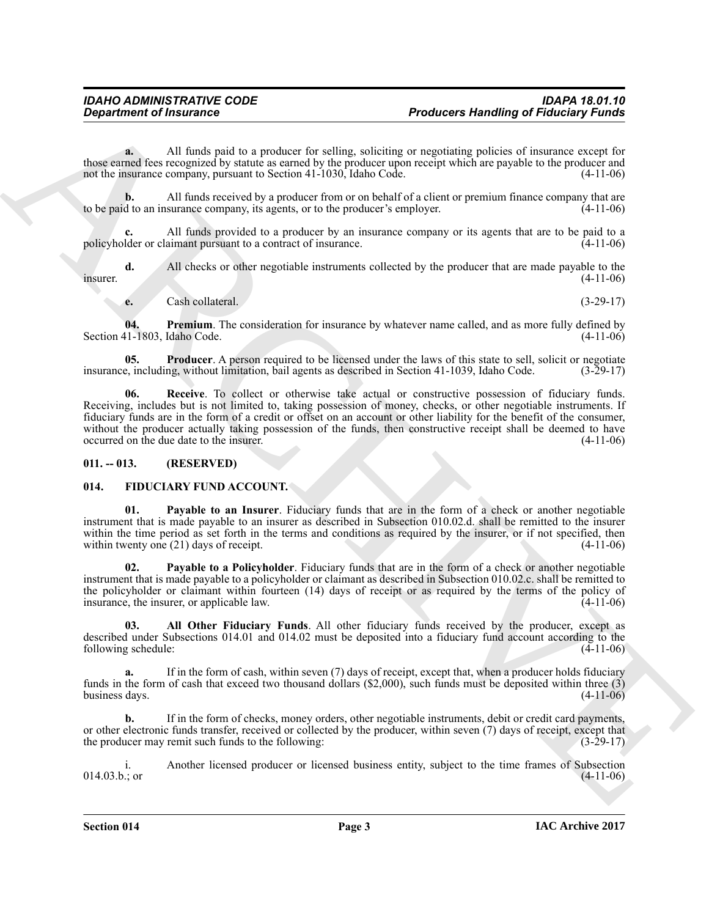**a.** All funds paid to a producer for selling, soliciting or negotiating policies of insurance except for those earned fees recognized by statute as earned by the producer upon receipt which are payable to the producer and not the insurance company, pursuant to Section 41-1030, Idaho Code. (4-11-06)

**b.** All funds received by a producer from or on behalf of a client or premium finance company that are to be paid to an insurance company, its agents, or to the producer's employer. (4-11-06)

**c.** All funds provided to a producer by an insurance company or its agents that are to be paid to a policyholder or claimant pursuant to a contract of insurance. (4-11-06)

**d.** All checks or other negotiable instruments collected by the producer that are made payable to the insurer. (4-11-06)

**e.** Cash collateral. (3-29-17)

**04. Premium**. The consideration for insurance by whatever name called, and as more fully defined by Section 41-1803, Idaho Code. (4-11-06)

**05. Producer**. A person required to be licensed under the laws of this state to sell, solicit or negotiate insurance, including, without limitation, bail agents as described in Section 41-1039, Idaho Code. (3-29-17)

**06. Receive**. To collect or otherwise take actual or constructive possession of fiduciary funds. Receiving, includes but is not limited to, taking possession of money, checks, or other negotiable instruments. If fiduciary funds are in the form of a credit or offset on an account or other liability for the benefit of the consumer, without the producer actually taking possession of the funds, then constructive receipt shall be deemed to have occurred on the due date to the insurer. (4-11-06)

## 011. -- 013. (RESERVED)

## 014. FIDUCIARY FUND ACCOUNT.

**01. Payable to an Insurer**. Fiduciary funds that are in the form of a check or another negotiable instrument that is made payable to an insurer as described in Subsection 010.02.d. shall be remitted to the insurer within the time period as set forth in the terms and conditions as required by the insurer, or if not specified, then within twenty one (21) days of receipt. (4-11-06)

**02. Payable to a Policyholder**. Fiduciary funds that are in the form of a check or another negotiable instrument that is made payable to a policyholder or claimant as described in Subsection 010.02.c. shall be remitted to the policyholder or claimant within fourteen (14) days of receipt or as required by the terms of the policy of insurance, the insurer, or applicable law. (4-11-06)

**03. All Other Fiduciary Funds**. All other fiduciary funds received by the producer, except as described under Subsections 014.01 and 014.02 must be deposited into a fiduciary fund account according to the following schedule: (4-11-06)

**a.** If in the form of cash, within seven (7) days of receipt, except that, when a producer holds fiduciary funds in the form of cash that exceed two thousand dollars ($2,000), such funds must be deposited within three (3) business days. (4-11-06)

**b.** If in the form of checks, money orders, other negotiable instruments, debit or credit card payments, or other electronic funds transfer, received or collected by the producer, within seven (7) days of receipt, except that the producer may remit such funds to the following: (3-29-17)

i. Another licensed producer or licensed business entity, subject to the time frames of Subsection 014.03.b.; or (4-11-06)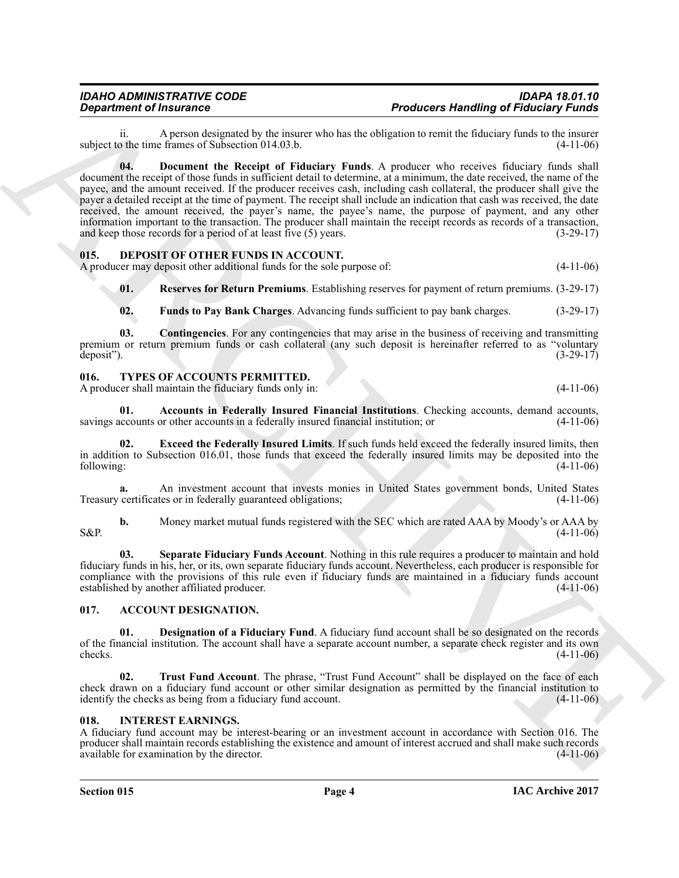ii. A person designated by the insurer who has the obligation to remit the fiduciary funds to the insurer subject to the time frames of Subsection 014.03.b. (4-11-06)

**04. Document the Receipt of Fiduciary Funds**. A producer who receives fiduciary funds shall document the receipt of those funds in sufficient detail to determine, at a minimum, the date received, the name of the payee, and the amount received. If the producer receives cash, including cash collateral, the producer shall give the payer a detailed receipt at the time of payment. The receipt shall include an indication that cash was received, the date received, the amount received, the payer's name, the payee's name, the purpose of payment, and any other information important to the transaction. The producer shall maintain the receipt records as records of a transaction, and keep those records for a period of at least five (5) years. (3-29-17)

## 015. DEPOSIT OF OTHER FUNDS IN ACCOUNT.

A producer may deposit other additional funds for the sole purpose of: (4-11-06)

**01. Reserves for Return Premiums**. Establishing reserves for payment of return premiums. (3-29-17)

**02. Funds to Pay Bank Charges**. Advancing funds sufficient to pay bank charges. (3-29-17)

**03. Contingencies**. For any contingencies that may arise in the business of receiving and transmitting premium or return premium funds or cash collateral (any such deposit is hereinafter referred to as "voluntary deposit"). (3-29-17)

## 016. TYPES OF ACCOUNTS PERMITTED.

A producer shall maintain the fiduciary funds only in: (4-11-06)

**01. Accounts in Federally Insured Financial Institutions**. Checking accounts, demand accounts, savings accounts or other accounts in a federally insured financial institution; or (4-11-06)

**02. Exceed the Federally Insured Limits**. If such funds held exceed the federally insured limits, then in addition to Subsection 016.01, those funds that exceed the federally insured limits may be deposited into the following: (4-11-06)

**a.** An investment account that invests monies in United States government bonds, United States Treasury certificates or in federally guaranteed obligations; (4-11-06)

**b.** Money market mutual funds registered with the SEC which are rated AAA by Moody's or AAA by S&P. (4-11-06)

**03. Separate Fiduciary Funds Account**. Nothing in this rule requires a producer to maintain and hold fiduciary funds in his, her, or its, own separate fiduciary funds account. Nevertheless, each producer is responsible for compliance with the provisions of this rule even if fiduciary funds are maintained in a fiduciary funds account established by another affiliated producer. (4-11-06)

## 017. ACCOUNT DESIGNATION.

**01. Designation of a Fiduciary Fund**. A fiduciary fund account shall be so designated on the records of the financial institution. The account shall have a separate account number, a separate check register and its own checks. (4-11-06)

**02. Trust Fund Account**. The phrase, "Trust Fund Account" shall be displayed on the face of each check drawn on a fiduciary fund account or other similar designation as permitted by the financial institution to identify the checks as being from a fiduciary fund account. (4-11-06)

## 018. INTEREST EARNINGS.

A fiduciary fund account may be interest-bearing or an investment account in accordance with Section 016. The producer shall maintain records establishing the existence and amount of interest accrued and shall make such records available for examination by the director. (4-11-06)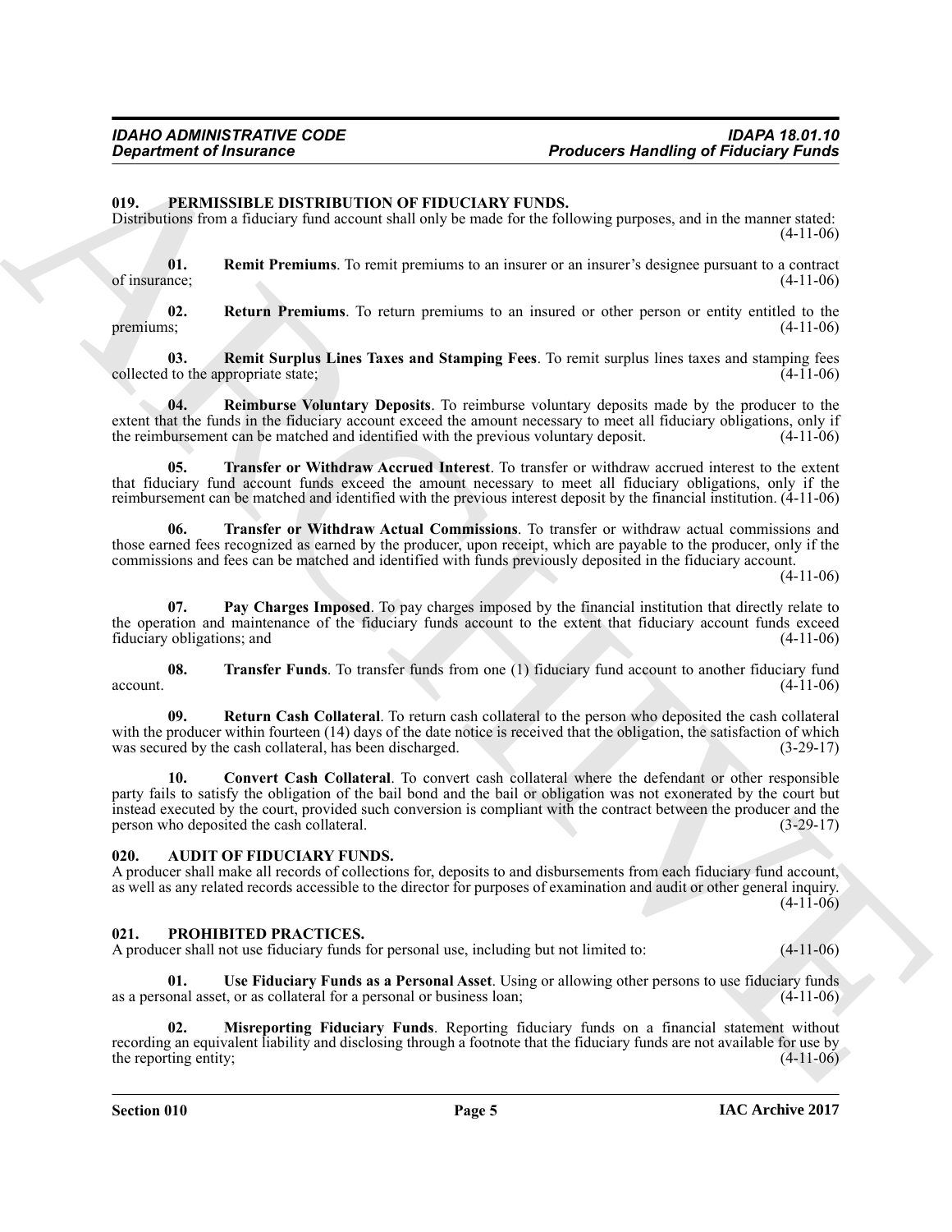### 019. PERMISSIBLE DISTRIBUTION OF FIDUCIARY FUNDS.

Distributions from a fiduciary fund account shall only be made for the following purposes, and in the manner stated: (4-11-06)

**01. Remit Premiums**. To remit premiums to an insurer or an insurer's designee pursuant to a contract of insurance; (4-11-06)

**02. Return Premiums**. To return premiums to an insured or other person or entity entitled to the premiums; (4-11-06)

**03. Remit Surplus Lines Taxes and Stamping Fees**. To remit surplus lines taxes and stamping fees collected to the appropriate state; (4-11-06)

**04. Reimburse Voluntary Deposits**. To reimburse voluntary deposits made by the producer to the extent that the funds in the fiduciary account exceed the amount necessary to meet all fiduciary obligations, only if the reimbursement can be matched and identified with the previous voluntary deposit. (4-11-06)

**05. Transfer or Withdraw Accrued Interest**. To transfer or withdraw accrued interest to the extent that fiduciary fund account funds exceed the amount necessary to meet all fiduciary obligations, only if the reimbursement can be matched and identified with the previous interest deposit by the financial institution. (4-11-06)

**06. Transfer or Withdraw Actual Commissions**. To transfer or withdraw actual commissions and those earned fees recognized as earned by the producer, upon receipt, which are payable to the producer, only if the commissions and fees can be matched and identified with funds previously deposited in the fiduciary account. (4-11-06)

**07. Pay Charges Imposed**. To pay charges imposed by the financial institution that directly relate to the operation and maintenance of the fiduciary funds account to the extent that fiduciary account funds exceed fiduciary obligations; and (4-11-06)

**08. Transfer Funds**. To transfer funds from one (1) fiduciary fund account to another fiduciary fund account. (4-11-06)

**09. Return Cash Collateral**. To return cash collateral to the person who deposited the cash collateral with the producer within fourteen (14) days of the date notice is received that the obligation, the satisfaction of which was secured by the cash collateral, has been discharged. (3-29-17)

**10. Convert Cash Collateral**. To convert cash collateral where the defendant or other responsible party fails to satisfy the obligation of the bail bond and the bail or obligation was not exonerated by the court but instead executed by the court, provided such conversion is compliant with the contract between the producer and the person who deposited the cash collateral. (3-29-17)

### 020. AUDIT OF FIDUCIARY FUNDS.

A producer shall make all records of collections for, deposits to and disbursements from each fiduciary fund account, as well as any related records accessible to the director for purposes of examination and audit or other general inquiry. (4-11-06)

### 021. PROHIBITED PRACTICES.

A producer shall not use fiduciary funds for personal use, including but not limited to: (4-11-06)

**01. Use Fiduciary Funds as a Personal Asset**. Using or allowing other persons to use fiduciary funds as a personal asset, or as collateral for a personal or business loan; (4-11-06)

**02. Misreporting Fiduciary Funds**. Reporting fiduciary funds on a financial statement without recording an equivalent liability and disclosing through a footnote that the fiduciary funds are not available for use by the reporting entity; (4-11-06)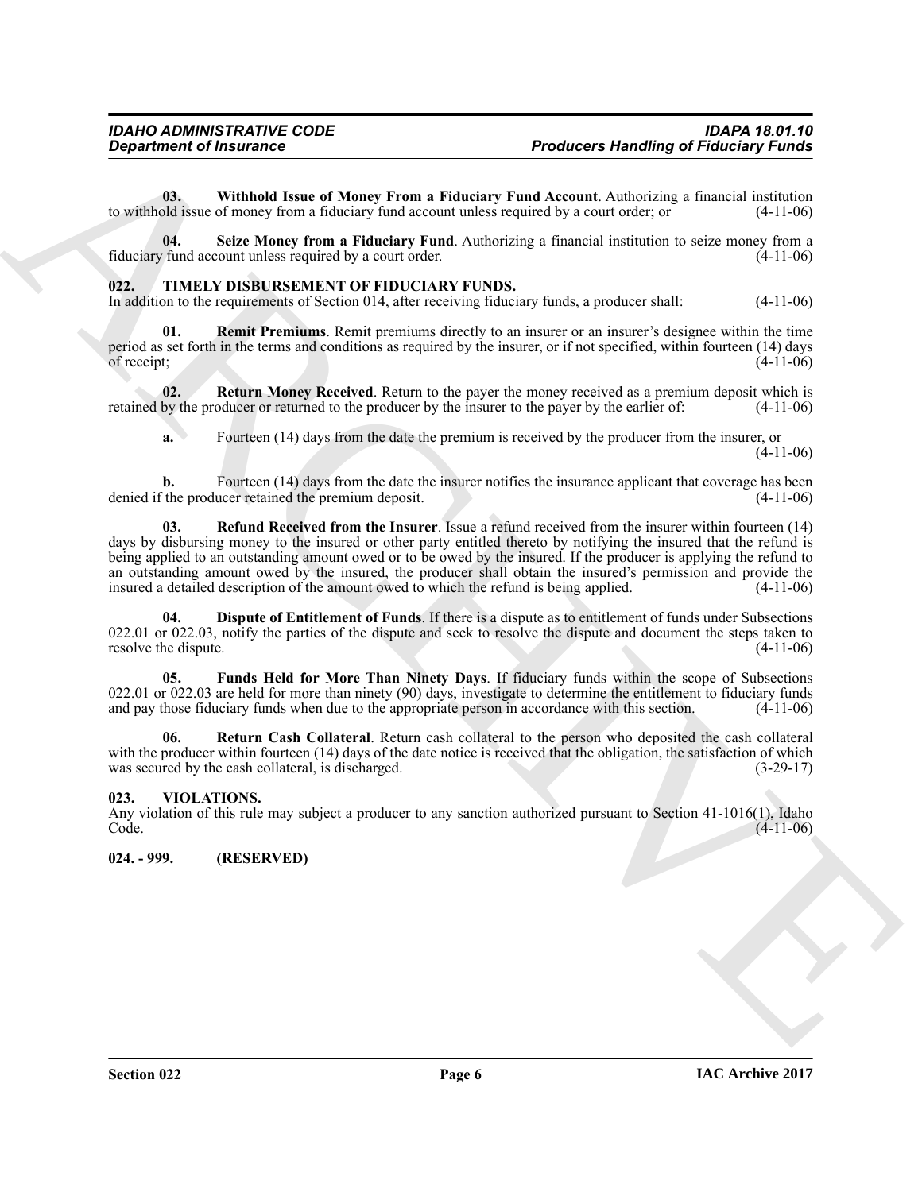**03. Withhold Issue of Money From a Fiduciary Fund Account**. Authorizing a financial institution to withhold issue of money from a fiduciary fund account unless required by a court order; or (4-11-06)

**04. Seize Money from a Fiduciary Fund**. Authorizing a financial institution to seize money from a fiduciary fund account unless required by a court order. (4-11-06)

## 022. TIMELY DISBURSEMENT OF FIDUCIARY FUNDS.

In addition to the requirements of Section 014, after receiving fiduciary funds, a producer shall: (4-11-06)

**01. Remit Premiums**. Remit premiums directly to an insurer or an insurer's designee within the time period as set forth in the terms and conditions as required by the insurer, or if not specified, within fourteen (14) days of receipt; (4-11-06)

**02. Return Money Received**. Return to the payer the money received as a premium deposit which is retained by the producer or returned to the producer by the insurer to the payer by the earlier of: (4-11-06)

**a.** Fourteen (14) days from the date the premium is received by the producer from the insurer, or (4-11-06)

**b.** Fourteen (14) days from the date the insurer notifies the insurance applicant that coverage has been denied if the producer retained the premium deposit. (4-11-06)

**03. Refund Received from the Insurer**. Issue a refund received from the insurer within fourteen (14) days by disbursing money to the insured or other party entitled thereto by notifying the insured that the refund is being applied to an outstanding amount owed or to be owed by the insured. If the producer is applying the refund to an outstanding amount owed by the insured, the producer shall obtain the insured's permission and provide the insured a detailed description of the amount owed to which the refund is being applied. (4-11-06)

**04. Dispute of Entitlement of Funds**. If there is a dispute as to entitlement of funds under Subsections 022.01 or 022.03, notify the parties of the dispute and seek to resolve the dispute and document the steps taken to resolve the dispute. (4-11-06)

**05. Funds Held for More Than Ninety Days**. If fiduciary funds within the scope of Subsections 022.01 or 022.03 are held for more than ninety (90) days, investigate to determine the entitlement to fiduciary funds and pay those fiduciary funds when due to the appropriate person in accordance with this section. (4-11-06)

**06. Return Cash Collateral**. Return cash collateral to the person who deposited the cash collateral with the producer within fourteen (14) days of the date notice is received that the obligation, the satisfaction of which was secured by the cash collateral, is discharged. (3-29-17)

## 023. VIOLATIONS.

Any violation of this rule may subject a producer to any sanction authorized pursuant to Section 41-1016(1), Idaho Code. (4-11-06)

## 024. - 999. (RESERVED)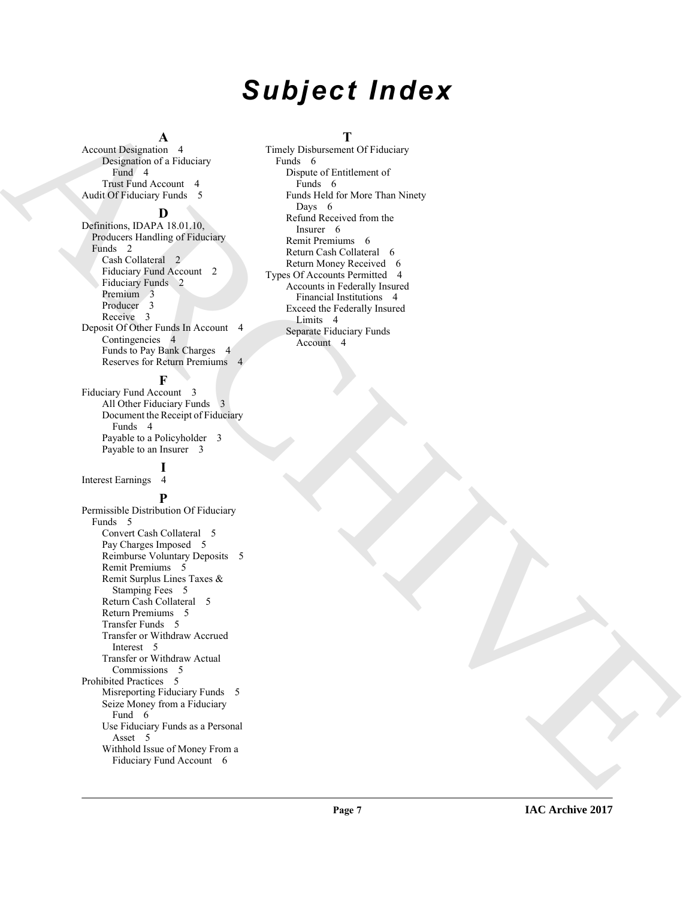# Subject Index

**A**

Account Designation 4
- Designation of a Fiduciary Fund 4
- Trust Fund Account 4

Audit Of Fiduciary Funds 5

**D**

Definitions, IDAPA 18.01.10, Producers Handling of Fiduciary Funds 2
- Cash Collateral 2
- Fiduciary Fund Account 2
- Fiduciary Funds 2
- Premium 3
- Producer 3
- Receive 3

Deposit Of Other Funds In Account 4
- Contingencies 4
- Funds to Pay Bank Charges 4
- Reserves for Return Premiums 4

**F**

Fiduciary Fund Account 3
- All Other Fiduciary Funds 3
- Document the Receipt of Fiduciary Funds 4
- Payable to a Policyholder 3
- Payable to an Insurer 3

**I**

Interest Earnings 4

**P**

Permissible Distribution Of Fiduciary Funds 5
- Convert Cash Collateral 5
- Pay Charges Imposed 5
- Reimburse Voluntary Deposits 5
- Remit Premiums 5
- Remit Surplus Lines Taxes & Stamping Fees 5
- Return Cash Collateral 5
- Return Premiums 5
- Transfer Funds 5
- Transfer or Withdraw Accrued Interest 5
- Transfer or Withdraw Actual Commissions 5

Prohibited Practices 5
- Misreporting Fiduciary Funds 5
- Seize Money from a Fiduciary Fund 6
- Use Fiduciary Funds as a Personal Asset 5
- Withhold Issue of Money From a Fiduciary Fund Account 6

**T**

Timely Disbursement Of Fiduciary Funds 6
- Dispute of Entitlement of Funds 6
- Funds Held for More Than Ninety Days 6
- Refund Received from the Insurer 6
- Remit Premiums 6
- Return Cash Collateral 6
- Return Money Received 6

Types Of Accounts Permitted 4
- Accounts in Federally Insured Financial Institutions 4
- Exceed the Federally Insured Limits 4
- Separate Fiduciary Funds Account 4